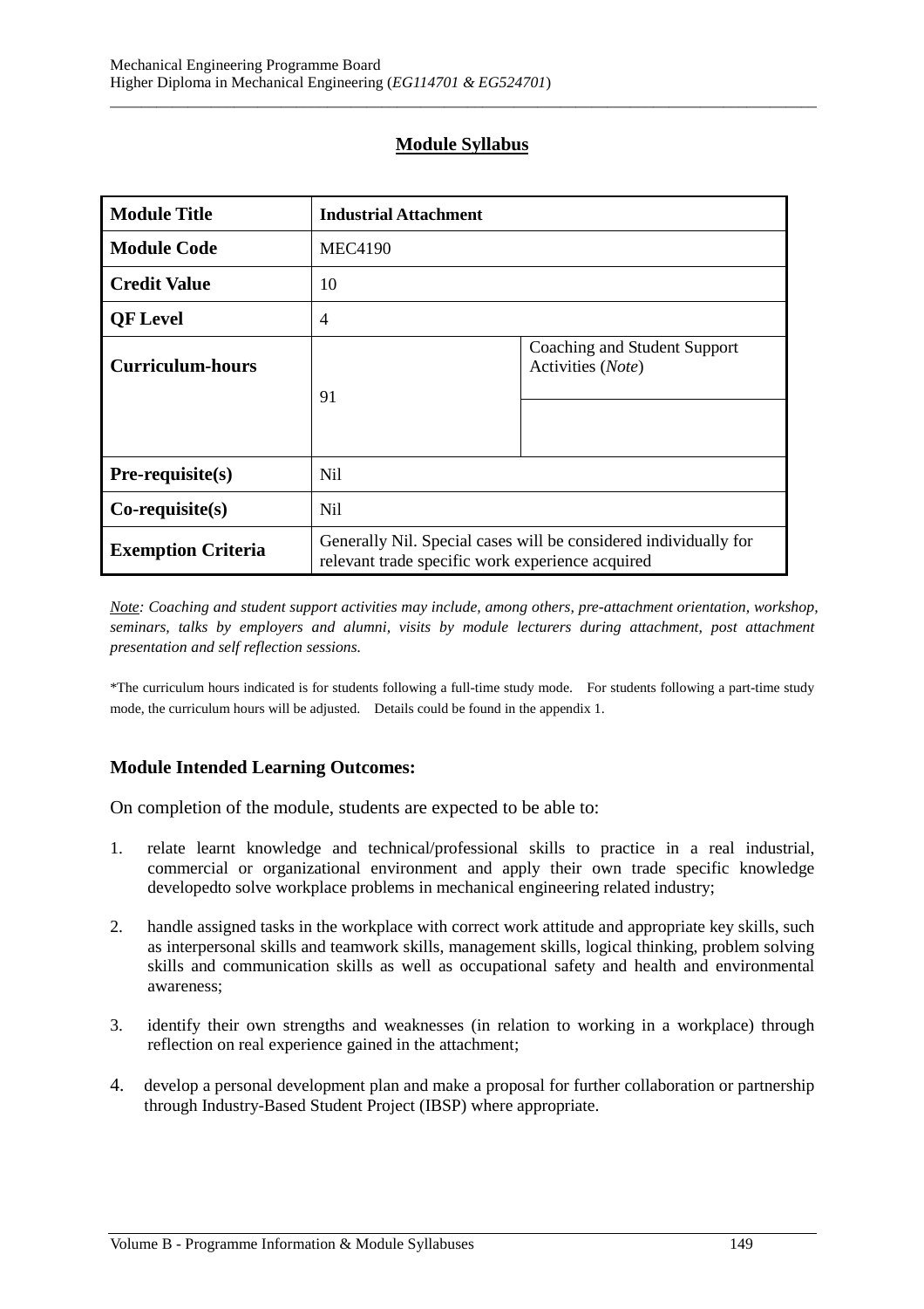## Module Syllabus

| | | |
|---|---|---|
| **Module Title** | **Industrial Attachment** | |
| **Module Code** | MEC4190 | |
| **Credit Value** | 10 | |
| **QF Level** | 4 | |
| **Curriculum-hours** | 91 | Coaching and Student Support Activities (*Note*) |
| | | |
| **Pre-requisite(s)** | Nil | |
| **Co-requisite(s)** | Nil | |
| **Exemption Criteria** | Generally Nil. Special cases will be considered individually for relevant trade specific work experience acquired | |

*Note: Coaching and student support activities may include, among others, pre-attachment orientation, workshop, seminars, talks by employers and alumni, visits by module lecturers during attachment, post attachment presentation and self reflection sessions.*

*The curriculum hours indicated is for students following a full-time study mode. For students following a part-time study mode, the curriculum hours will be adjusted. Details could be found in the appendix 1.

### Module Intended Learning Outcomes:

On completion of the module, students are expected to be able to:

1. relate learnt knowledge and technical/professional skills to practice in a real industrial, commercial or organizational environment and apply their own trade specific knowledge developedto solve workplace problems in mechanical engineering related industry;
2. handle assigned tasks in the workplace with correct work attitude and appropriate key skills, such as interpersonal skills and teamwork skills, management skills, logical thinking, problem solving skills and communication skills as well as occupational safety and health and environmental awareness;
3. identify their own strengths and weaknesses (in relation to working in a workplace) through reflection on real experience gained in the attachment;
4. develop a personal development plan and make a proposal for further collaboration or partnership through Industry-Based Student Project (IBSP) where appropriate.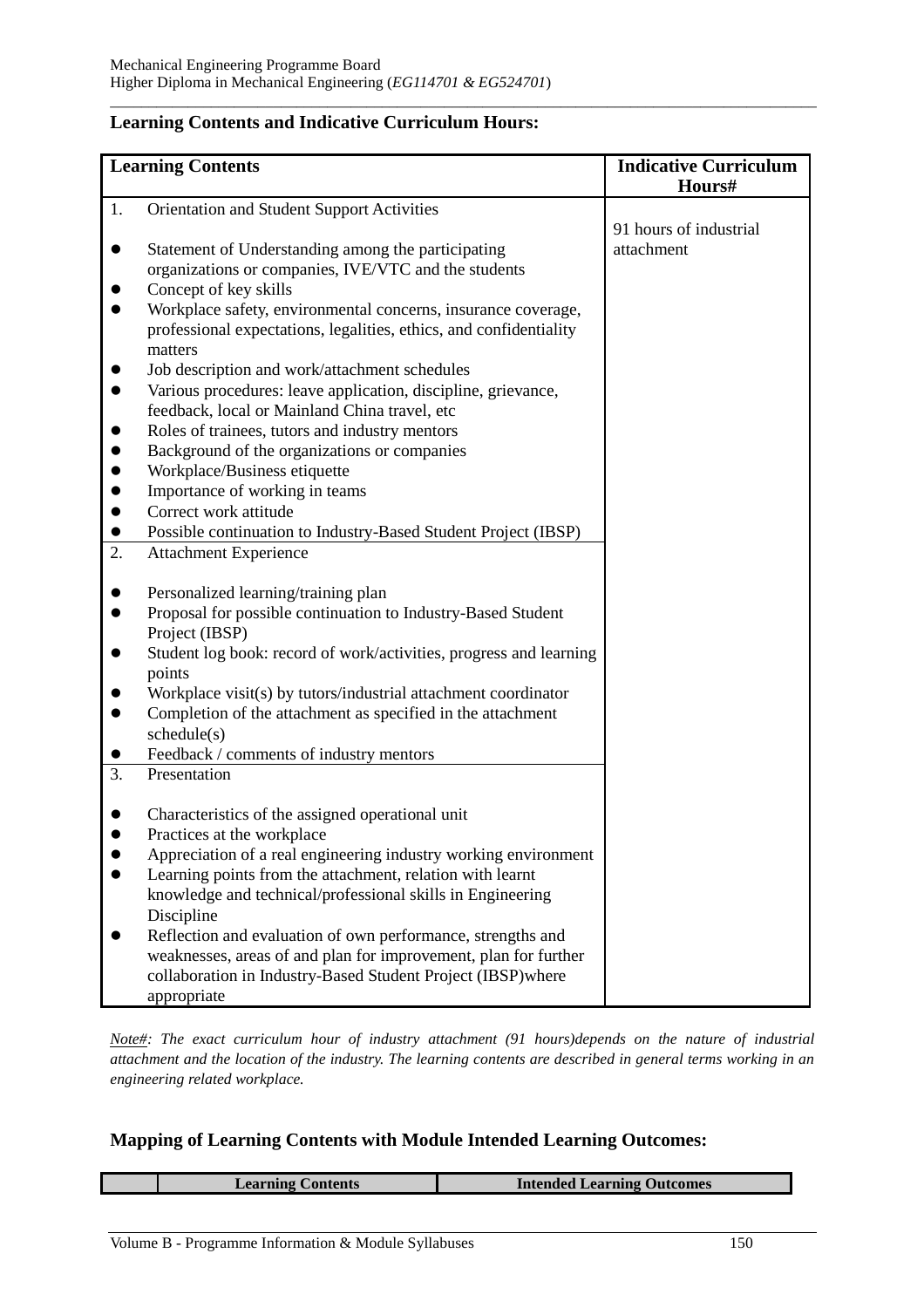## Learning Contents and Indicative Curriculum Hours:

| Learning Contents | Indicative Curriculum Hours# |
|---|---|
| 1. Orientation and Student Support Activities<br><br>• Statement of Understanding among the participating organizations or companies, IVE/VTC and the students<br>• Concept of key skills<br>• Workplace safety, environmental concerns, insurance coverage, professional expectations, legalities, ethics, and confidentiality matters<br>• Job description and work/attachment schedules<br>• Various procedures: leave application, discipline, grievance, feedback, local or Mainland China travel, etc<br>• Roles of trainees, tutors and industry mentors<br>• Background of the organizations or companies<br>• Workplace/Business etiquette<br>• Importance of working in teams<br>• Correct work attitude<br>• Possible continuation to Industry-Based Student Project (IBSP) | 91 hours of industrial attachment |
| 2. Attachment Experience<br><br>• Personalized learning/training plan<br>• Proposal for possible continuation to Industry-Based Student Project (IBSP)<br>• Student log book: record of work/activities, progress and learning points<br>• Workplace visit(s) by tutors/industrial attachment coordinator<br>• Completion of the attachment as specified in the attachment schedule(s)<br>• Feedback / comments of industry mentors | |
| 3. Presentation<br><br>• Characteristics of the assigned operational unit<br>• Practices at the workplace<br>• Appreciation of a real engineering industry working environment<br>• Learning points from the attachment, relation with learnt knowledge and technical/professional skills in Engineering Discipline<br>• Reflection and evaluation of own performance, strengths and weaknesses, areas of and plan for improvement, plan for further collaboration in Industry-Based Student Project (IBSP)where appropriate | |

*Note#: The exact curriculum hour of industry attachment (91 hours)depends on the nature of industrial attachment and the location of the industry. The learning contents are described in general terms working in an engineering related workplace.*

## Mapping of Learning Contents with Module Intended Learning Outcomes:

| | Learning Contents | Intended Learning Outcomes |
|---|---|---|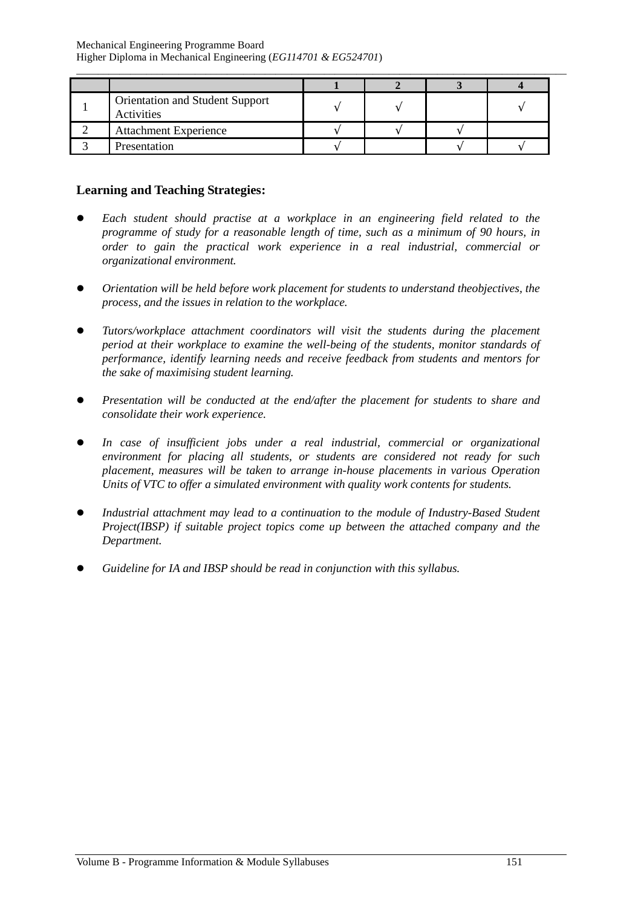| | | 1 | 2 | 3 | 4 |
|---|---|---|---|---|---|
| 1 | Orientation and Student Support Activities | √ | √ | | √ |
| 2 | Attachment Experience | √ | √ | √ | |
| 3 | Presentation | √ | | √ | √ |

**Learning and Teaching Strategies:**

- *Each student should practise at a workplace in an engineering field related to the programme of study for a reasonable length of time, such as a minimum of 90 hours, in order to gain the practical work experience in a real industrial, commercial or organizational environment.*

- *Orientation will be held before work placement for students to understand theobjectives, the process, and the issues in relation to the workplace.*

- *Tutors/workplace attachment coordinators will visit the students during the placement period at their workplace to examine the well-being of the students, monitor standards of performance, identify learning needs and receive feedback from students and mentors for the sake of maximising student learning.*

- *Presentation will be conducted at the end/after the placement for students to share and consolidate their work experience.*

- *In case of insufficient jobs under a real industrial, commercial or organizational environment for placing all students, or students are considered not ready for such placement, measures will be taken to arrange in-house placements in various Operation Units of VTC to offer a simulated environment with quality work contents for students.*

- *Industrial attachment may lead to a continuation to the module of Industry-Based Student Project(IBSP) if suitable project topics come up between the attached company and the Department.*

- *Guideline for IA and IBSP should be read in conjunction with this syllabus.*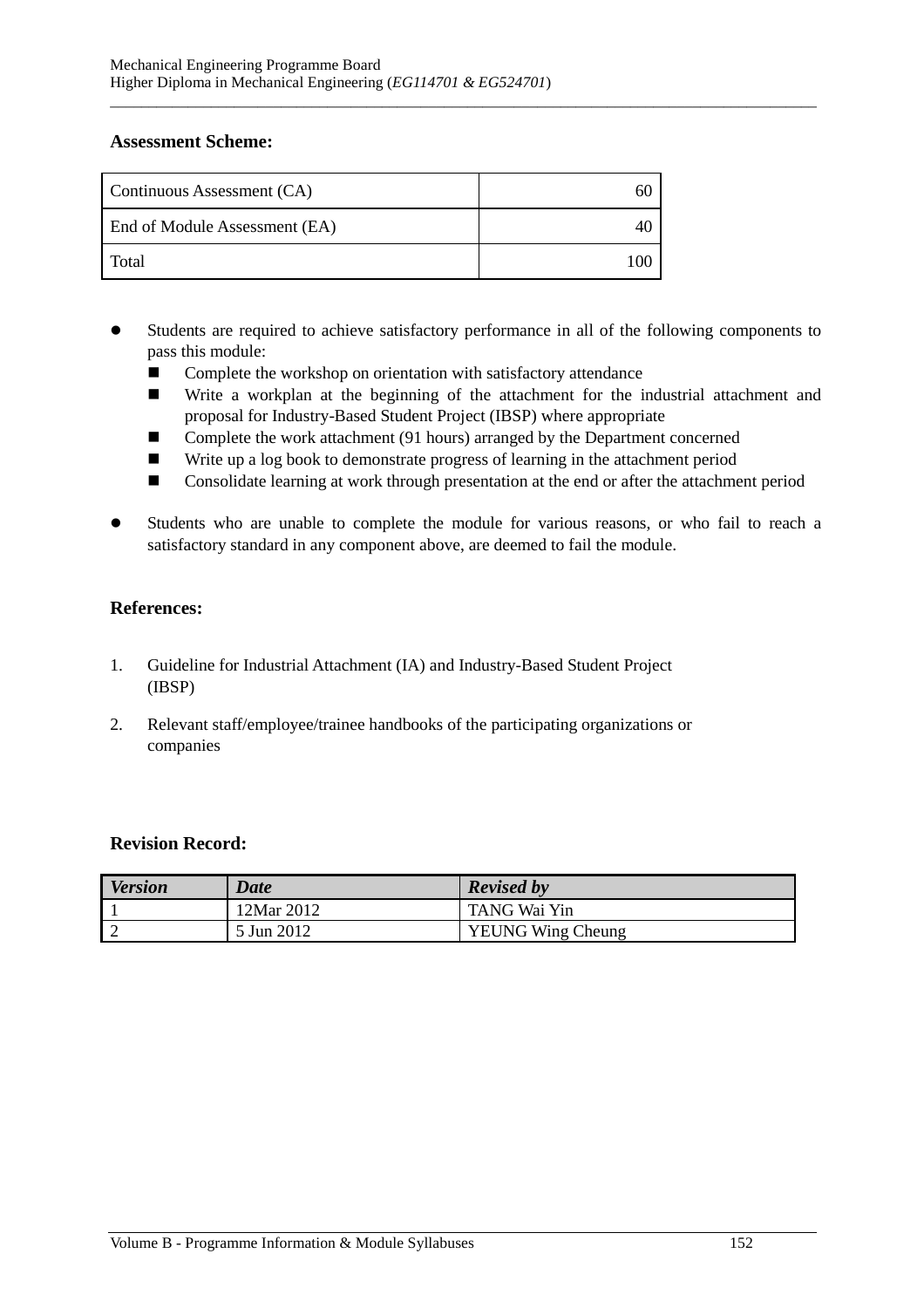**Assessment Scheme:**

| | |
|---|---:|
| Continuous Assessment (CA) | 60 |
| End of Module Assessment (EA) | 40 |
| Total | 100 |

- Students are required to achieve satisfactory performance in all of the following components to pass this module:
  - Complete the workshop on orientation with satisfactory attendance
  - Write a workplan at the beginning of the attachment for the industrial attachment and proposal for Industry-Based Student Project (IBSP) where appropriate
  - Complete the work attachment (91 hours) arranged by the Department concerned
  - Write up a log book to demonstrate progress of learning in the attachment period
  - Consolidate learning at work through presentation at the end or after the attachment period

- Students who are unable to complete the module for various reasons, or who fail to reach a satisfactory standard in any component above, are deemed to fail the module.

**References:**

1. Guideline for Industrial Attachment (IA) and Industry-Based Student Project (IBSP)
2. Relevant staff/employee/trainee handbooks of the participating organizations or companies

**Revision Record:**

| ***Version*** | ***Date*** | ***Revised by*** |
|---|---|---|
| 1 | 12Mar 2012 | TANG Wai Yin |
| 2 | 5 Jun 2012 | YEUNG Wing Cheung |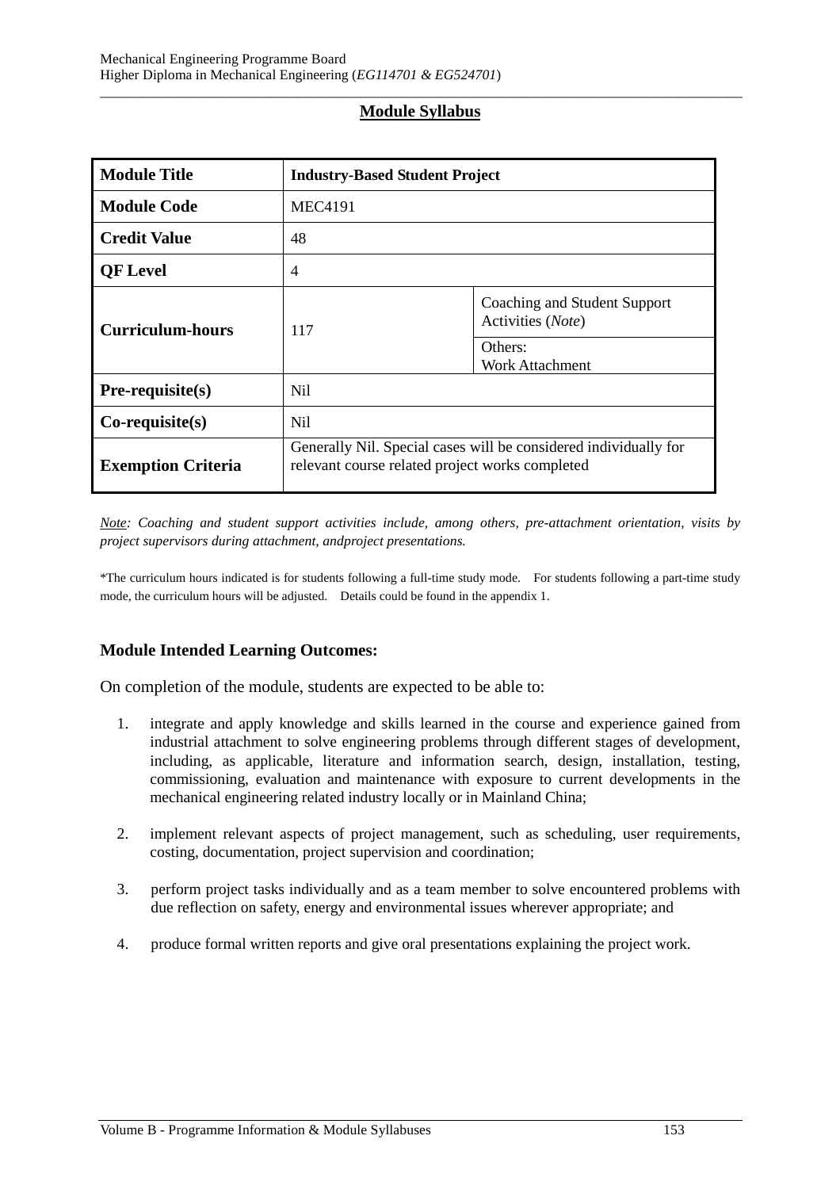## Module Syllabus

| | | |
|---|---|---|
| **Module Title** | **Industry-Based Student Project** | |
| **Module Code** | MEC4191 | |
| **Credit Value** | 48 | |
| **QF Level** | 4 | |
| **Curriculum-hours** | 117 | Coaching and Student Support Activities (*Note*) |
| | | Others: Work Attachment |
| **Pre-requisite(s)** | Nil | |
| **Co-requisite(s)** | Nil | |
| **Exemption Criteria** | Generally Nil. Special cases will be considered individually for relevant course related project works completed | |

*Note: Coaching and student support activities include, among others, pre-attachment orientation, visits by project supervisors during attachment, andproject presentations.*

*The curriculum hours indicated is for students following a full-time study mode. For students following a part-time study mode, the curriculum hours will be adjusted. Details could be found in the appendix 1.

### Module Intended Learning Outcomes:

On completion of the module, students are expected to be able to:

1. integrate and apply knowledge and skills learned in the course and experience gained from industrial attachment to solve engineering problems through different stages of development, including, as applicable, literature and information search, design, installation, testing, commissioning, evaluation and maintenance with exposure to current developments in the mechanical engineering related industry locally or in Mainland China;
2. implement relevant aspects of project management, such as scheduling, user requirements, costing, documentation, project supervision and coordination;
3. perform project tasks individually and as a team member to solve encountered problems with due reflection on safety, energy and environmental issues wherever appropriate; and
4. produce formal written reports and give oral presentations explaining the project work.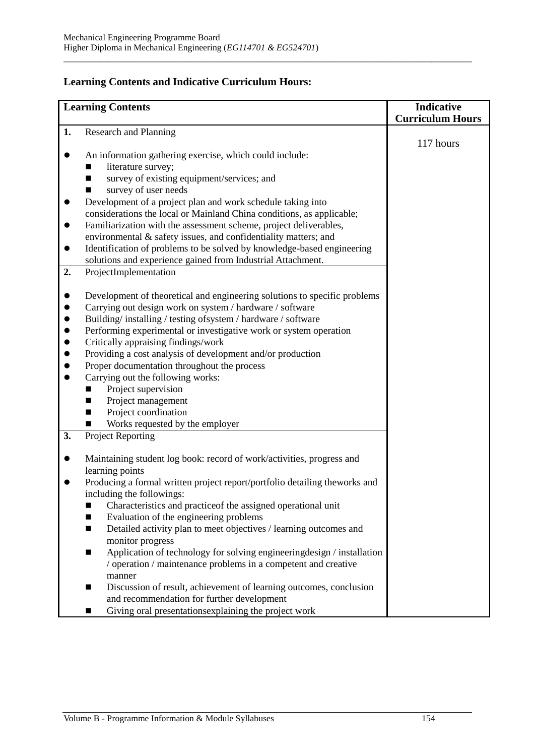**Learning Contents and Indicative Curriculum Hours:**

| Learning Contents | Indicative Curriculum Hours |
|---|---|
| **1.** Research and Planning<br><br>● An information gathering exercise, which could include:<br>■ literature survey;<br>■ survey of existing equipment/services; and<br>■ survey of user needs<br>● Development of a project plan and work schedule taking into considerations the local or Mainland China conditions, as applicable;<br>● Familiarization with the assessment scheme, project deliverables, environmental & safety issues, and confidentiality matters; and<br>● Identification of problems to be solved by knowledge-based engineering solutions and experience gained from Industrial Attachment. | 117 hours |
| **2.** ProjectImplementation<br><br>● Development of theoretical and engineering solutions to specific problems<br>● Carrying out design work on system / hardware / software<br>● Building/ installing / testing ofsystem / hardware / software<br>● Performing experimental or investigative work or system operation<br>● Critically appraising findings/work<br>● Providing a cost analysis of development and/or production<br>● Proper documentation throughout the process<br>● Carrying out the following works:<br>■ Project supervision<br>■ Project management<br>■ Project coordination<br>■ Works requested by the employer | |
| **3.** Project Reporting<br><br>● Maintaining student log book: record of work/activities, progress and learning points<br>● Producing a formal written project report/portfolio detailing theworks and including the followings:<br>■ Characteristics and practiceof the assigned operational unit<br>■ Evaluation of the engineering problems<br>■ Detailed activity plan to meet objectives / learning outcomes and monitor progress<br>■ Application of technology for solving engineeringdesign / installation / operation / maintenance problems in a competent and creative manner<br>■ Discussion of result, achievement of learning outcomes, conclusion and recommendation for further development<br>■ Giving oral presentationsexplaining the project work | |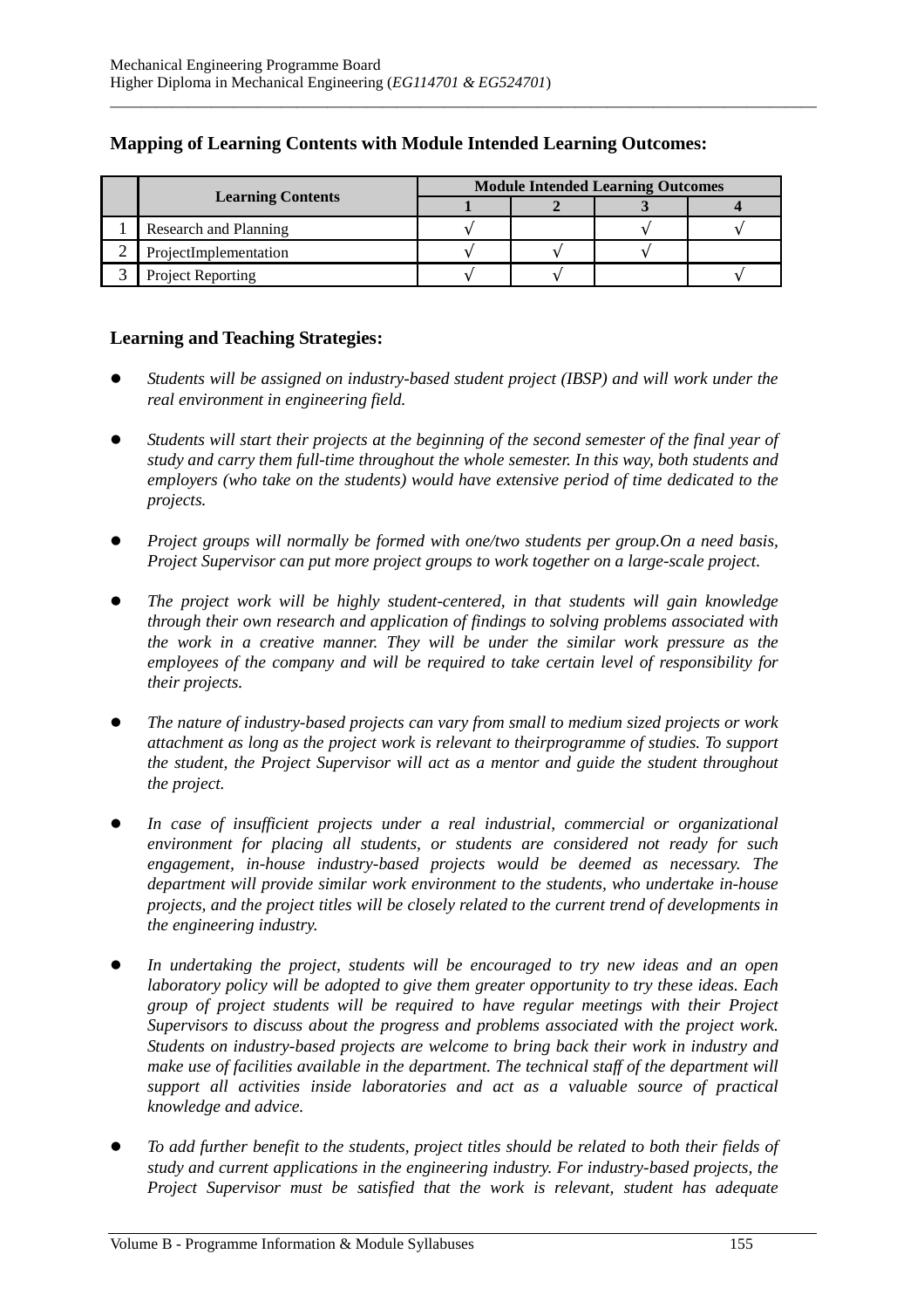## Mapping of Learning Contents with Module Intended Learning Outcomes:

| | Learning Contents | Module Intended Learning Outcomes | | | |
|---|---|---|---|---|---|
| | | 1 | 2 | 3 | 4 |
| 1 | Research and Planning | √ | | √ | √ |
| 2 | ProjectImplementation | √ | √ | √ | |
| 3 | Project Reporting | √ | √ | | √ |

## Learning and Teaching Strategies:

- *Students will be assigned on industry-based student project (IBSP) and will work under the real environment in engineering field.*

- *Students will start their projects at the beginning of the second semester of the final year of study and carry them full-time throughout the whole semester. In this way, both students and employers (who take on the students) would have extensive period of time dedicated to the projects.*

- *Project groups will normally be formed with one/two students per group.On a need basis, Project Supervisor can put more project groups to work together on a large-scale project.*

- *The project work will be highly student-centered, in that students will gain knowledge through their own research and application of findings to solving problems associated with the work in a creative manner. They will be under the similar work pressure as the employees of the company and will be required to take certain level of responsibility for their projects.*

- *The nature of industry-based projects can vary from small to medium sized projects or work attachment as long as the project work is relevant to theirprogramme of studies. To support the student, the Project Supervisor will act as a mentor and guide the student throughout the project.*

- *In case of insufficient projects under a real industrial, commercial or organizational environment for placing all students, or students are considered not ready for such engagement, in-house industry-based projects would be deemed as necessary. The department will provide similar work environment to the students, who undertake in-house projects, and the project titles will be closely related to the current trend of developments in the engineering industry.*

- *In undertaking the project, students will be encouraged to try new ideas and an open laboratory policy will be adopted to give them greater opportunity to try these ideas. Each group of project students will be required to have regular meetings with their Project Supervisors to discuss about the progress and problems associated with the project work. Students on industry-based projects are welcome to bring back their work in industry and make use of facilities available in the department. The technical staff of the department will support all activities inside laboratories and act as a valuable source of practical knowledge and advice.*

- *To add further benefit to the students, project titles should be related to both their fields of study and current applications in the engineering industry. For industry-based projects, the Project Supervisor must be satisfied that the work is relevant, student has adequate*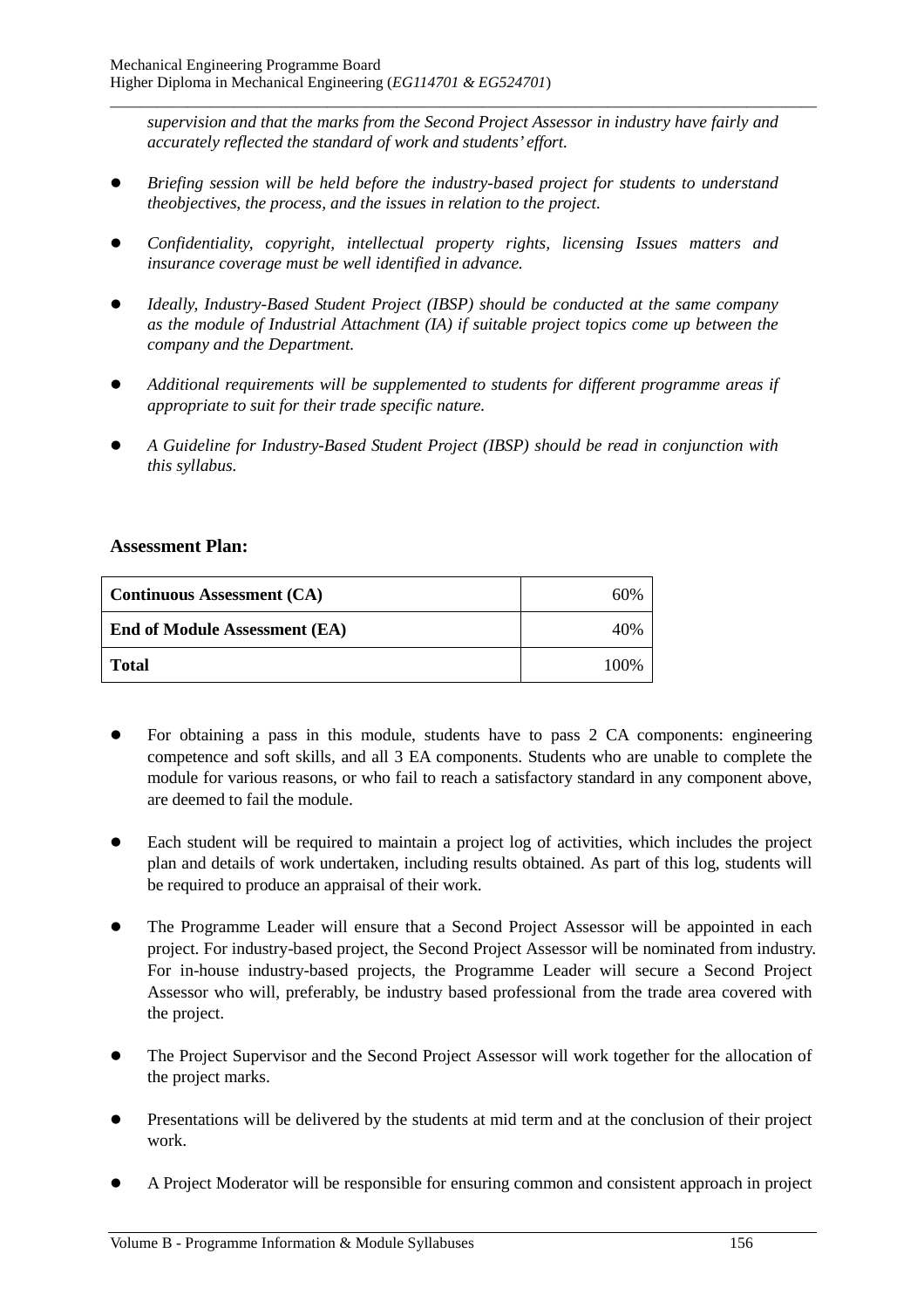*supervision and that the marks from the Second Project Assessor in industry have fairly and accurately reflected the standard of work and students' effort.*

- *Briefing session will be held before the industry-based project for students to understand theobjectives, the process, and the issues in relation to the project.*
- *Confidentiality, copyright, intellectual property rights, licensing Issues matters and insurance coverage must be well identified in advance.*
- *Ideally, Industry-Based Student Project (IBSP) should be conducted at the same company as the module of Industrial Attachment (IA) if suitable project topics come up between the company and the Department.*
- *Additional requirements will be supplemented to students for different programme areas if appropriate to suit for their trade specific nature.*
- *A Guideline for Industry-Based Student Project (IBSP) should be read in conjunction with this syllabus.*

**Assessment Plan:**

| | |
|---|---|
| **Continuous Assessment (CA)** | 60% |
| **End of Module Assessment (EA)** | 40% |
| **Total** | 100% |

- For obtaining a pass in this module, students have to pass 2 CA components: engineering competence and soft skills, and all 3 EA components. Students who are unable to complete the module for various reasons, or who fail to reach a satisfactory standard in any component above, are deemed to fail the module.
- Each student will be required to maintain a project log of activities, which includes the project plan and details of work undertaken, including results obtained. As part of this log, students will be required to produce an appraisal of their work.
- The Programme Leader will ensure that a Second Project Assessor will be appointed in each project. For industry-based project, the Second Project Assessor will be nominated from industry. For in-house industry-based projects, the Programme Leader will secure a Second Project Assessor who will, preferably, be industry based professional from the trade area covered with the project.
- The Project Supervisor and the Second Project Assessor will work together for the allocation of the project marks.
- Presentations will be delivered by the students at mid term and at the conclusion of their project work.
- A Project Moderator will be responsible for ensuring common and consistent approach in project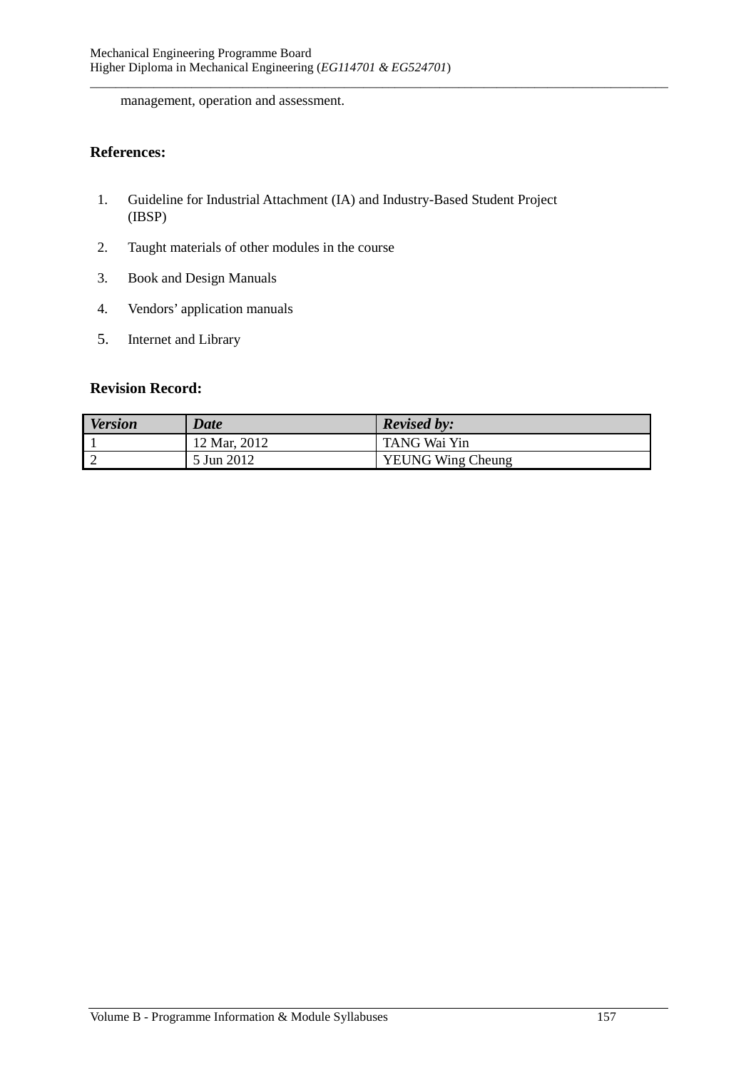management, operation and assessment.

**References:**

1. Guideline for Industrial Attachment (IA) and Industry-Based Student Project (IBSP)
2. Taught materials of other modules in the course
3. Book and Design Manuals
4. Vendors' application manuals
5. Internet and Library

**Revision Record:**

| *Version* | *Date* | *Revised by:* |
|---|---|---|
| 1 | 12 Mar, 2012 | TANG Wai Yin |
| 2 | 5 Jun 2012 | YEUNG Wing Cheung |